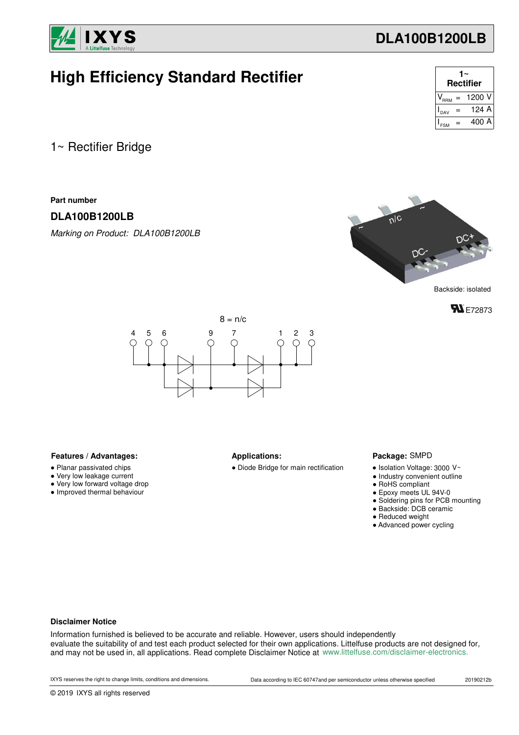# DLA100B1200LB

## High Efficiency Standard Rectifier

| 1~ Rectifier | | |
|---|---|---|
| $V_{RRM}$ | = | 1200 V |
| $I_{DAV}$ | = | 124 A |
| $I_{FSM}$ | = | 400 A |

1~ Rectifier Bridge

**Part number**

**DLA100B1200LB**

*Marking on Product: DLA100B1200LB*

Backside: isolated

E72873

8 = n/c

4 5 6 9 7 1 2 3

### Features / Advantages:

- Planar passivated chips
- Very low leakage current
- Very low forward voltage drop
- Improved thermal behaviour

### Applications:

- Diode Bridge for main rectification

### Package: SMPD

- Isolation Voltage: 3000 V~
- Industry convenient outline
- RoHS compliant
- Epoxy meets UL 94V-0
- Soldering pins for PCB mounting
- Backside: DCB ceramic
- Reduced weight
- Advanced power cycling

**Disclaimer Notice**

Information furnished is believed to be accurate and reliable. However, users should independently evaluate the suitability of and test each product selected for their own applications. Littelfuse products are not designed for, and may not be used in, all applications. Read complete Disclaimer Notice at www.littelfuse.com/disclaimer-electronics.

IXYS reserves the right to change limits, conditions and dimensions. Data according to IEC 60747and per semiconductor unless otherwise specified 20190212b

© 2019 IXYS all rights reserved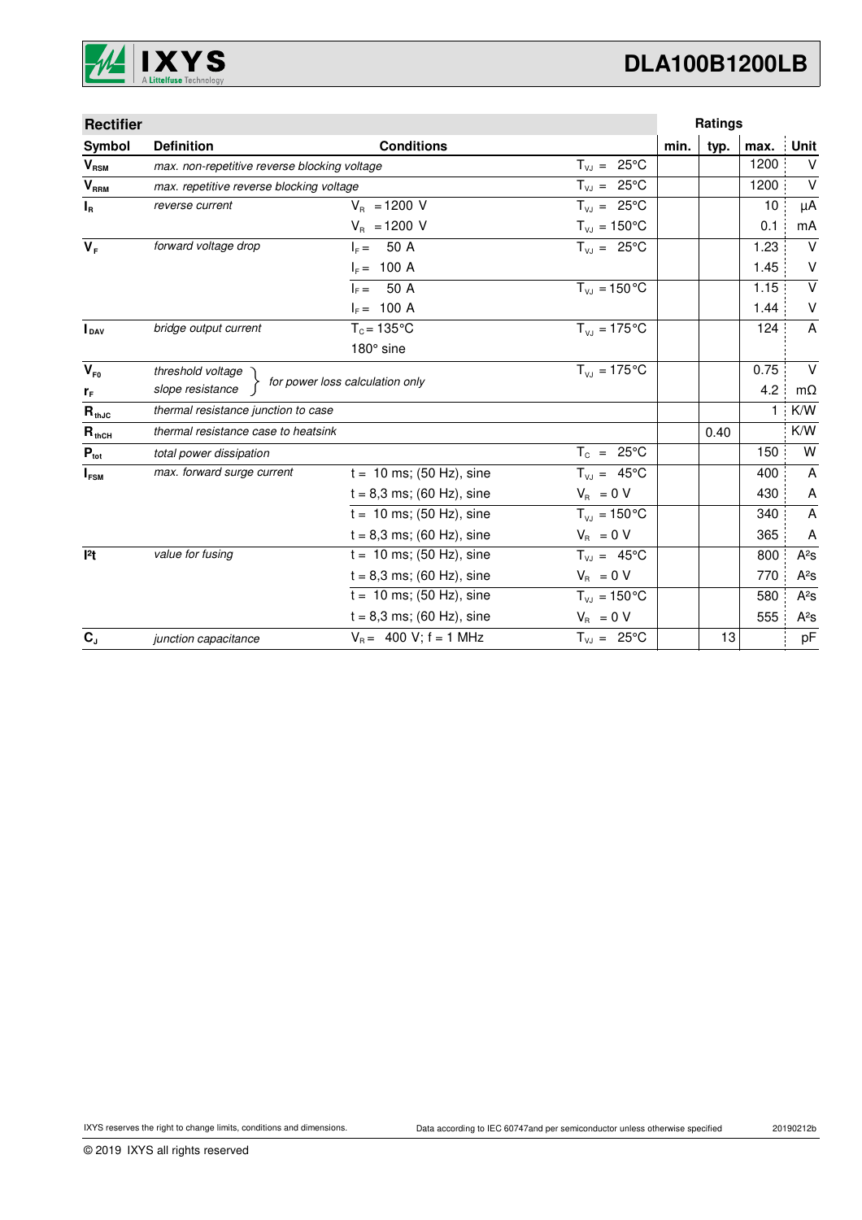## Rectifier

| Symbol | Definition | Conditions | | Ratings min. | typ. | max. | Unit |
|---|---|---|---|---|---|---|---|
| $V_{RSM}$ | *max. non-repetitive reverse blocking voltage* | | $T_{VJ}$ = 25°C | | | 1200 | V |
| $V_{RRM}$ | *max. repetitive reverse blocking voltage* | | $T_{VJ}$ = 25°C | | | 1200 | V |
| $I_R$ | *reverse current* | $V_R$ = 1200 V | $T_{VJ}$ = 25°C | | | 10 | µA |
| | | $V_R$ = 1200 V | $T_{VJ}$ = 150°C | | | 0.1 | mA |
| $V_F$ | *forward voltage drop* | $I_F$ = 50 A | $T_{VJ}$ = 25°C | | | 1.23 | V |
| | | $I_F$ = 100 A | | | | 1.45 | V |
| | | $I_F$ = 50 A | $T_{VJ}$ = 150°C | | | 1.15 | V |
| | | $I_F$ = 100 A | | | | 1.44 | V |
| $I_{DAV}$ | *bridge output current* | $T_C$ = 135°C; 180° sine | $T_{VJ}$ = 175°C | | | 124 | A |
| $V_{F0}$ | *threshold voltage* | *for power loss calculation only* | $T_{VJ}$ = 175°C | | | 0.75 | V |
| $r_F$ | *slope resistance* | *for power loss calculation only* | | | | 4.2 | mΩ |
| $R_{thJC}$ | *thermal resistance junction to case* | | | | | 1 | K/W |
| $R_{thCH}$ | *thermal resistance case to heatsink* | | | | 0.40 | | K/W |
| $P_{tot}$ | *total power dissipation* | | $T_C$ = 25°C | | | 150 | W |
| $I_{FSM}$ | *max. forward surge current* | t = 10 ms; (50 Hz), sine | $T_{VJ}$ = 45°C | | | 400 | A |
| | | t = 8,3 ms; (60 Hz), sine | $V_R$ = 0 V | | | 430 | A |
| | | t = 10 ms; (50 Hz), sine | $T_{VJ}$ = 150°C | | | 340 | A |
| | | t = 8,3 ms; (60 Hz), sine | $V_R$ = 0 V | | | 365 | A |
| $I^2t$ | *value for fusing* | t = 10 ms; (50 Hz), sine | $T_{VJ}$ = 45°C | | | 800 | A²s |
| | | t = 8,3 ms; (60 Hz), sine | $V_R$ = 0 V | | | 770 | A²s |
| | | t = 10 ms; (50 Hz), sine | $T_{VJ}$ = 150°C | | | 580 | A²s |
| | | t = 8,3 ms; (60 Hz), sine | $V_R$ = 0 V | | | 555 | A²s |
| $C_J$ | *junction capacitance* | $V_R$ = 400 V; f = 1 MHz | $T_{VJ}$ = 25°C | | 13 | | pF |

IXYS reserves the right to change limits, conditions and dimensions.

Data according to IEC 60747and per semiconductor unless otherwise specified

20190212b

© 2019 IXYS all rights reserved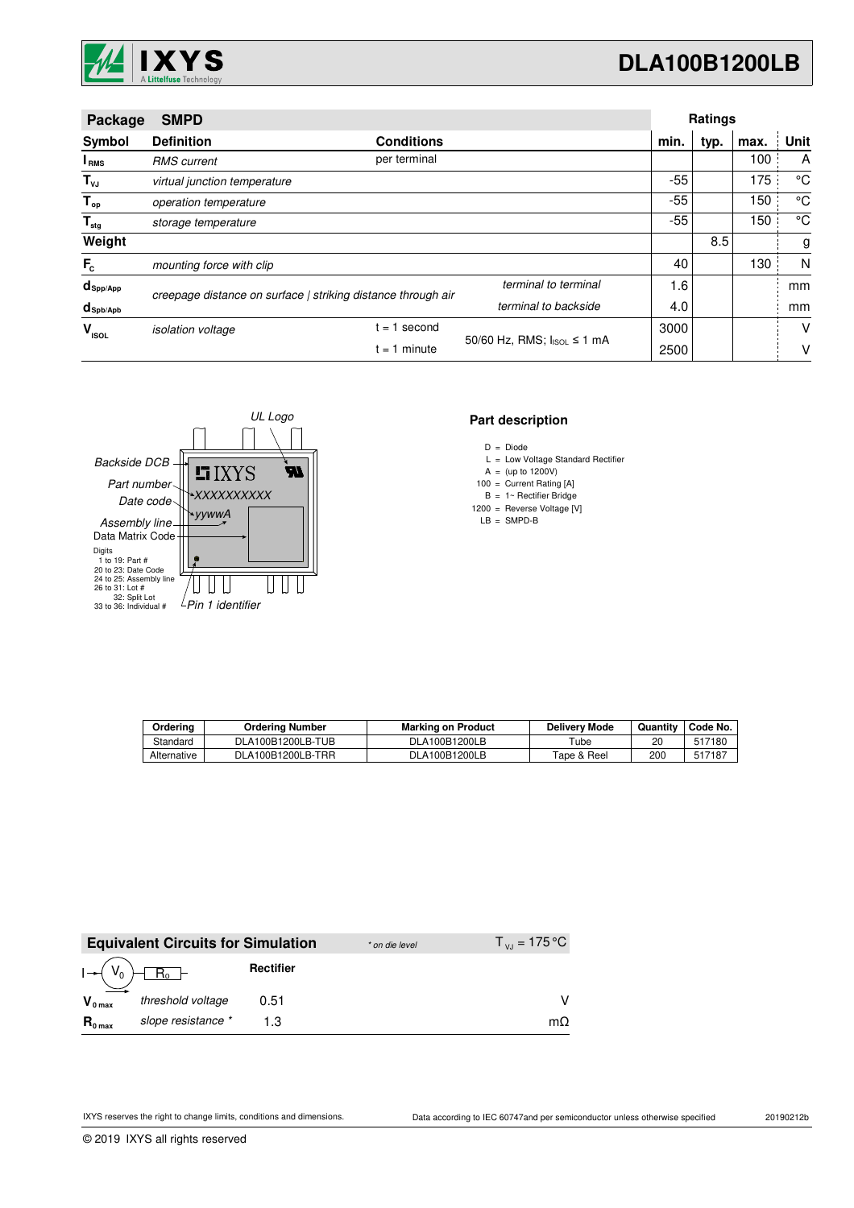## Package SMPD

| Symbol | Definition | Conditions | | Ratings min. | typ. | max. | Unit |
|---|---|---|---|---|---|---|---|
| $I_{RMS}$ | *RMS current* | per terminal | | | | 100 | A |
| $T_{VJ}$ | *virtual junction temperature* | | | -55 | | 175 | °C |
| $T_{op}$ | *operation temperature* | | | -55 | | 150 | °C |
| $T_{stg}$ | *storage temperature* | | | -55 | | 150 | °C |
| **Weight** | | | | | 8.5 | | g |
| $F_C$ | *mounting force with clip* | | | 40 | | 130 | N |
| $d_{Spp/App}$ | *creepage distance on surface \| striking distance through air* | | *terminal to terminal* | 1.6 | | | mm |
| $d_{Spb/Apb}$ | | | *terminal to backside* | 4.0 | | | mm |
| $V_{ISOL}$ | *isolation voltage* | t = 1 second | 50/60 Hz, RMS; $I_{ISOL} \le 1$ mA | 3000 | | | V |
| | | t = 1 minute | | 2500 | | | V |

*UL Logo*

*Backside DCB*

*Part number* XXXXXXXXXX

*Date code* yywwA

*Assembly line*

Data Matrix Code

Digits
1 to 19: Part #
20 to 23: Date Code
24 to 25: Assembly line
26 to 31: Lot #
32: Split Lot
33 to 36: Individual #

*Pin 1 identifier*

### Part description

D = Diode
L = Low Voltage Standard Rectifier
A = (up to 1200V)
100 = Current Rating [A]
B = 1~ Rectifier Bridge
1200 = Reverse Voltage [V]
LB = SMPD-B

| Ordering | Ordering Number | Marking on Product | Delivery Mode | Quantity | Code No. |
|---|---|---|---|---|---|
| Standard | DLA100B1200LB-TUB | DLA100B1200LB | Tube | 20 | 517180 |
| Alternative | DLA100B1200LB-TRR | DLA100B1200LB | Tape & Reel | 200 | 517187 |

### Equivalent Circuits for Simulation

*\* on die level* $T_{VJ} = 175\,°C$

| | | Rectifier | |
|---|---|---|---|
| $V_{0\,max}$ | *threshold voltage* | 0.51 | V |
| $R_{0\,max}$ | *slope resistance \** | 1.3 | mΩ |

IXYS reserves the right to change limits, conditions and dimensions.

Data according to IEC 60747and per semiconductor unless otherwise specified

20190212b

© 2019 IXYS all rights reserved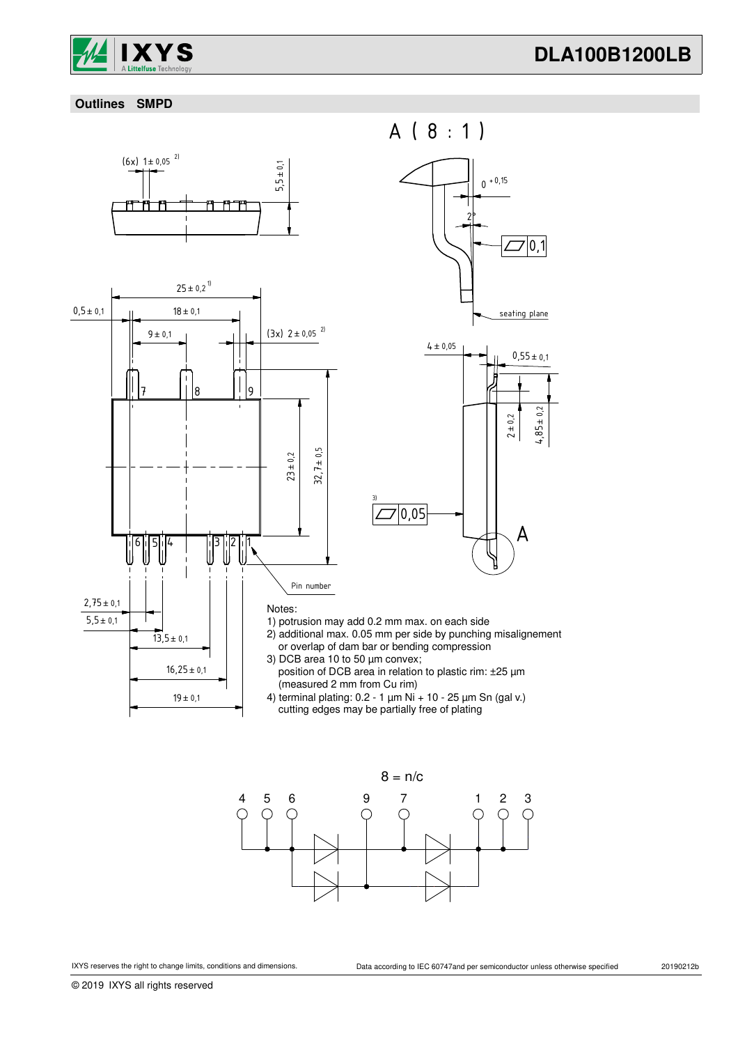## Outlines SMPD

A ( 8 : 1 )

(6x) 1 ± 0,05 [2)]

5,5 ± 0,1

$0^{+0,15}$

2°

0,1

seating plane

25 ± 0,2 [1)]

0,5 ± 0,1

18 ± 0,1

9 ± 0,1

(3x) 2 ± 0,05 [2)]

4 ± 0,05

0,55 ± 0,1

7 8 9

23 ± 0,2

32,7 ± 0,5

2 ± 0,2

4,85 ± 0,2

3) 0,05

A

6 5 4 3 2 1

Pin number

2,75 ± 0,1

5,5 ± 0,1

13,5 ± 0,1

16,25 ± 0,1

19 ± 0,1

Notes:

1) potrusion may add 0.2 mm max. on each side
2) additional max. 0.05 mm per side by punching misalignement or overlap of dam bar or bending compression
3) DCB area 10 to 50 µm convex; position of DCB area in relation to plastic rim: ±25 µm (measured 2 mm from Cu rim)
4) terminal plating: 0.2 - 1 µm Ni + 10 - 25 µm Sn (gal v.) cutting edges may be partially free of plating

8 = n/c

4 5 6 9 7 1 2 3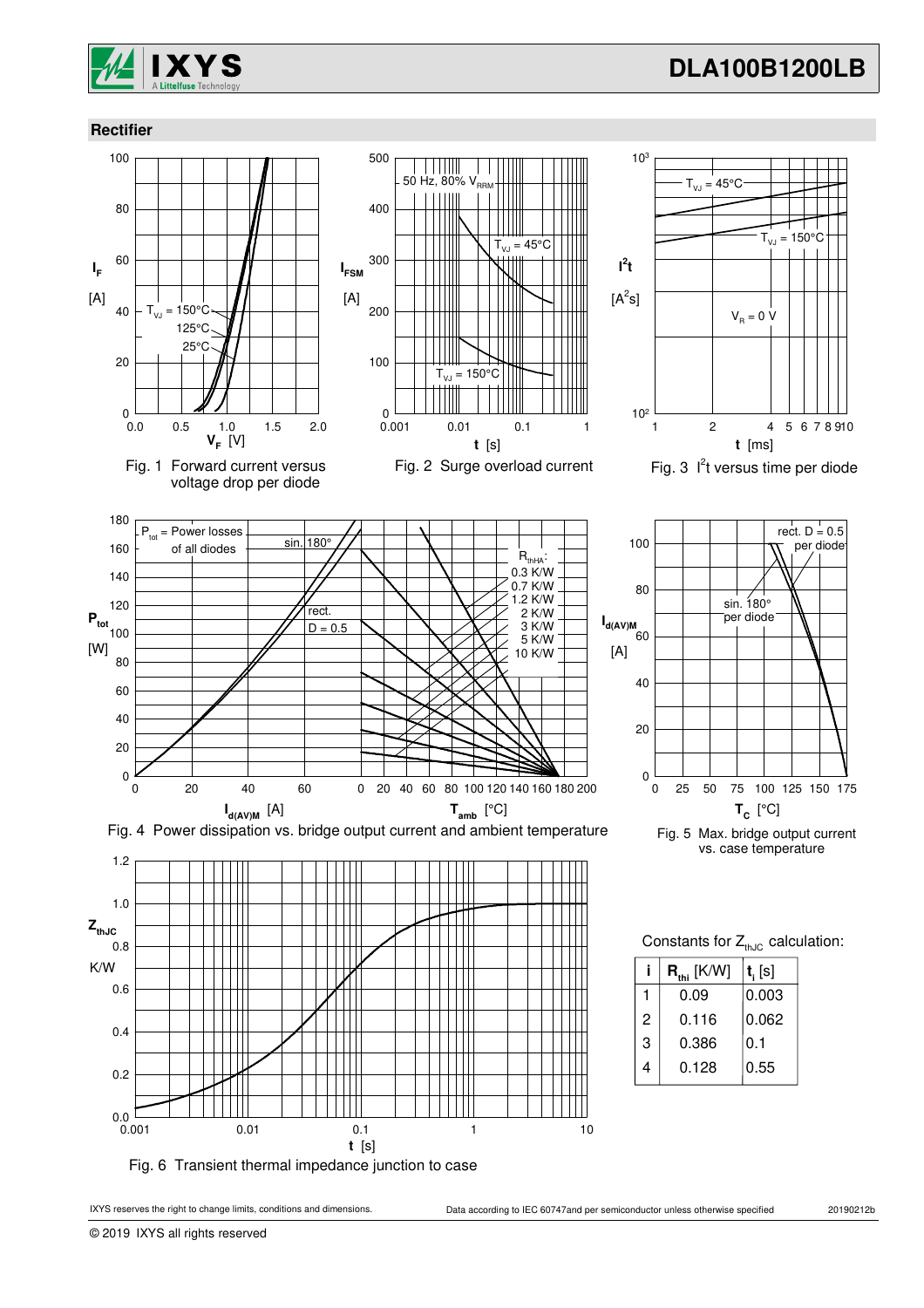## Rectifier

$I_F$ [A]

100, 80, 60, 40, 20, 0

$T_{VJ}$ = 150°C
125°C
25°C

0.0, 0.5, 1.0, 1.5, 2.0

$V_F$ [V]

Fig. 1 Forward current versus voltage drop per diode

$I_{FSM}$ [A]

500, 400, 300, 200, 100, 0

50 Hz, 80% $V_{RRM}$

$T_{VJ}$ = 45°C

$T_{VJ}$ = 150°C

0.001, 0.01, 0.1, 1

t [s]

Fig. 2 Surge overload current

$I^2t$ [$A^2s$]

$10^3$, $10^2$

$T_{VJ}$ = 45°C

$T_{VJ}$ = 150°C

$V_R$ = 0 V

1, 2, 4, 5, 6, 7, 8, 9, 10

t [ms]

Fig. 3 $I^2t$ versus time per diode

$P_{tot}$ [W]

180, 160, 140, 120, 100, 80, 60, 40, 20, 0

$P_{tot}$ = Power losses of all diodes

sin. 180°

rect. D = 0.5

0, 20, 40, 60

$I_{d(AV)M}$ [A]

$R_{thHA}$:
0.3 K/W
0.7 K/W
1.2 K/W
2 K/W
3 K/W
5 K/W
10 K/W

0, 20, 40, 60, 80, 100, 120, 140, 160, 180, 200

$T_{amb}$ [°C]

Fig. 4 Power dissipation vs. bridge output current and ambient temperature

$I_{d(AV)M}$ [A]

100, 80, 60, 40, 20, 0

rect. D = 0.5 per diode

sin. 180° per diode

0, 25, 50, 75, 100, 125, 150, 175

$T_C$ [°C]

Fig. 5 Max. bridge output current vs. case temperature

$Z_{thJC}$ K/W

1.2, 1.0, 0.8, 0.6, 0.4, 0.2, 0.0

0.001, 0.01, 0.1, 1, 10

t [s]

Fig. 6 Transient thermal impedance junction to case

Constants for $Z_{thJC}$ calculation:

| i | $R_{thi}$ [K/W] | $t_i$ [s] |
|---|---|---|
| 1 | 0.09 | 0.003 |
| 2 | 0.116 | 0.062 |
| 3 | 0.386 | 0.1 |
| 4 | 0.128 | 0.55 |

IXYS reserves the right to change limits, conditions and dimensions.

Data according to IEC 60747and per semiconductor unless otherwise specified

20190212b

© 2019 IXYS all rights reserved